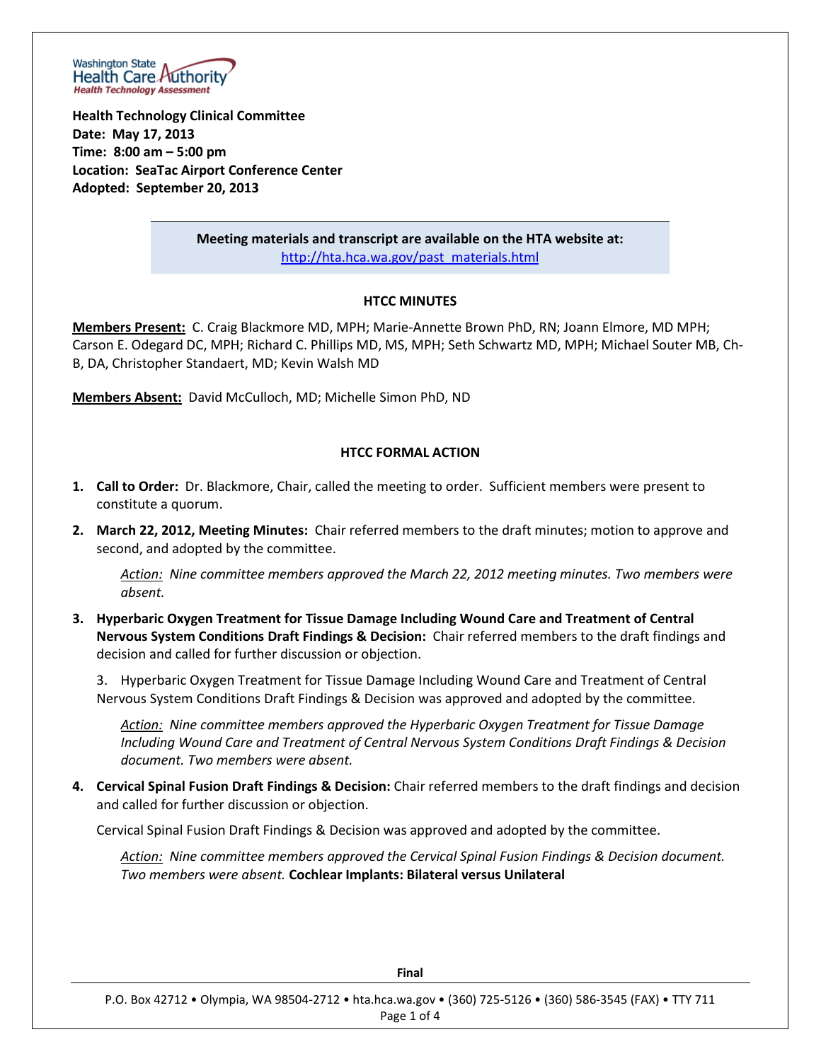Washington State Health Care Authority
Health Technology Assessment

**Health Technology Clinical Committee**
**Date: May 17, 2013**
**Time: 8:00 am – 5:00 pm**
**Location: SeaTac Airport Conference Center**
**Adopted: September 20, 2013**

**Meeting materials and transcript are available on the HTA website at:**
http://hta.hca.wa.gov/past_materials.html

## HTCC MINUTES

**Members Present:** C. Craig Blackmore MD, MPH; Marie-Annette Brown PhD, RN; Joann Elmore, MD MPH; Carson E. Odegard DC, MPH; Richard C. Phillips MD, MS, MPH; Seth Schwartz MD, MPH; Michael Souter MB, Ch-B, DA, Christopher Standaert, MD; Kevin Walsh MD

**Members Absent:** David McCulloch, MD; Michelle Simon PhD, ND

## HTCC FORMAL ACTION

1. **Call to Order:** Dr. Blackmore, Chair, called the meeting to order. Sufficient members were present to constitute a quorum.

2. **March 22, 2012, Meeting Minutes:** Chair referred members to the draft minutes; motion to approve and second, and adopted by the committee.

   *Action: Nine committee members approved the March 22, 2012 meeting minutes. Two members were absent.*

3. **Hyperbaric Oxygen Treatment for Tissue Damage Including Wound Care and Treatment of Central Nervous System Conditions Draft Findings & Decision:** Chair referred members to the draft findings and decision and called for further discussion or objection.

   3. Hyperbaric Oxygen Treatment for Tissue Damage Including Wound Care and Treatment of Central Nervous System Conditions Draft Findings & Decision was approved and adopted by the committee.

   *Action: Nine committee members approved the Hyperbaric Oxygen Treatment for Tissue Damage Including Wound Care and Treatment of Central Nervous System Conditions Draft Findings & Decision document. Two members were absent.*

4. **Cervical Spinal Fusion Draft Findings & Decision:** Chair referred members to the draft findings and decision and called for further discussion or objection.

   Cervical Spinal Fusion Draft Findings & Decision was approved and adopted by the committee.

   *Action: Nine committee members approved the Cervical Spinal Fusion Findings & Decision document. Two members were absent.* **Cochlear Implants: Bilateral versus Unilateral**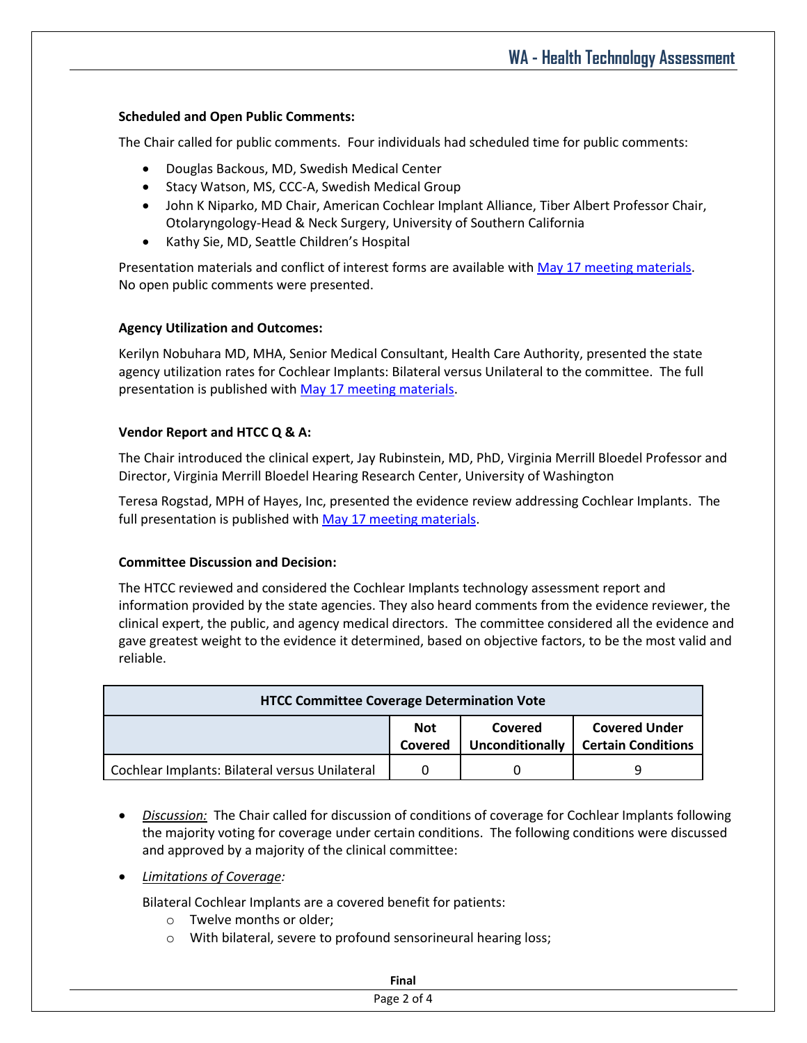**Scheduled and Open Public Comments:**

The Chair called for public comments. Four individuals had scheduled time for public comments:

- Douglas Backous, MD, Swedish Medical Center
- Stacy Watson, MS, CCC-A, Swedish Medical Group
- John K Niparko, MD Chair, American Cochlear Implant Alliance, Tiber Albert Professor Chair, Otolaryngology-Head & Neck Surgery, University of Southern California
- Kathy Sie, MD, Seattle Children's Hospital

Presentation materials and conflict of interest forms are available with [May 17 meeting materials](). No open public comments were presented.

**Agency Utilization and Outcomes:**

Kerilyn Nobuhara MD, MHA, Senior Medical Consultant, Health Care Authority, presented the state agency utilization rates for Cochlear Implants: Bilateral versus Unilateral to the committee. The full presentation is published with [May 17 meeting materials]().

**Vendor Report and HTCC Q & A:**

The Chair introduced the clinical expert, Jay Rubinstein, MD, PhD, Virginia Merrill Bloedel Professor and Director, Virginia Merrill Bloedel Hearing Research Center, University of Washington

Teresa Rogstad, MPH of Hayes, Inc, presented the evidence review addressing Cochlear Implants. The full presentation is published with [May 17 meeting materials]().

**Committee Discussion and Decision:**

The HTCC reviewed and considered the Cochlear Implants technology assessment report and information provided by the state agencies. They also heard comments from the evidence reviewer, the clinical expert, the public, and agency medical directors. The committee considered all the evidence and gave greatest weight to the evidence it determined, based on objective factors, to be the most valid and reliable.

| HTCC Committee Coverage Determination Vote | | | |
|---|---|---|---|
| | **Not Covered** | **Covered Unconditionally** | **Covered Under Certain Conditions** |
| Cochlear Implants: Bilateral versus Unilateral | 0 | 0 | 9 |

- *Discussion:* The Chair called for discussion of conditions of coverage for Cochlear Implants following the majority voting for coverage under certain conditions. The following conditions were discussed and approved by a majority of the clinical committee:

- *Limitations of Coverage:*

  Bilateral Cochlear Implants are a covered benefit for patients:
  - Twelve months or older;
  - With bilateral, severe to profound sensorineural hearing loss;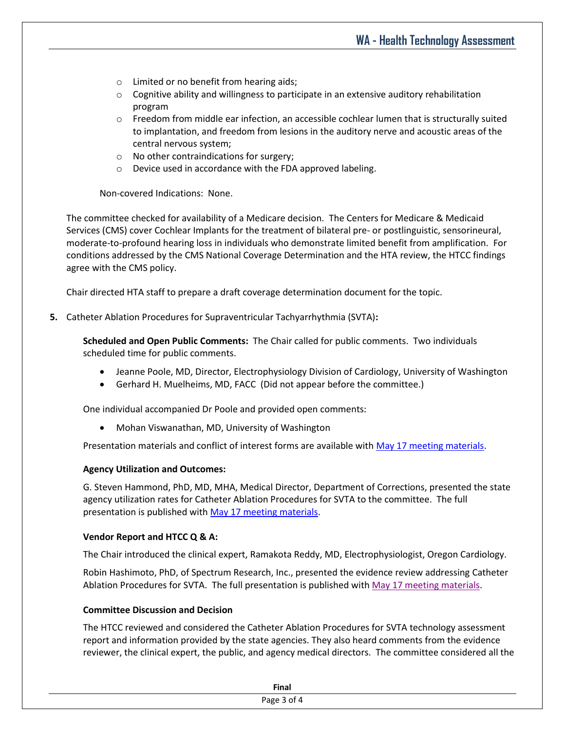- Limited or no benefit from hearing aids;
- Cognitive ability and willingness to participate in an extensive auditory rehabilitation program
- Freedom from middle ear infection, an accessible cochlear lumen that is structurally suited to implantation, and freedom from lesions in the auditory nerve and acoustic areas of the central nervous system;
- No other contraindications for surgery;
- Device used in accordance with the FDA approved labeling.

Non-covered Indications: None.

The committee checked for availability of a Medicare decision. The Centers for Medicare & Medicaid Services (CMS) cover Cochlear Implants for the treatment of bilateral pre- or postlinguistic, sensorineural, moderate-to-profound hearing loss in individuals who demonstrate limited benefit from amplification. For conditions addressed by the CMS National Coverage Determination and the HTA review, the HTCC findings agree with the CMS policy.

Chair directed HTA staff to prepare a draft coverage determination document for the topic.

**5.** Catheter Ablation Procedures for Supraventricular Tachyarrhythmia (SVTA)**:**

**Scheduled and Open Public Comments:** The Chair called for public comments. Two individuals scheduled time for public comments.

- Jeanne Poole, MD, Director, Electrophysiology Division of Cardiology, University of Washington
- Gerhard H. Muelheims, MD, FACC (Did not appear before the committee.)

One individual accompanied Dr Poole and provided open comments:

- Mohan Viswanathan, MD, University of Washington

Presentation materials and conflict of interest forms are available with May 17 meeting materials.

**Agency Utilization and Outcomes:**

G. Steven Hammond, PhD, MD, MHA, Medical Director, Department of Corrections, presented the state agency utilization rates for Catheter Ablation Procedures for SVTA to the committee. The full presentation is published with May 17 meeting materials.

**Vendor Report and HTCC Q & A:**

The Chair introduced the clinical expert, Ramakota Reddy, MD, Electrophysiologist, Oregon Cardiology.

Robin Hashimoto, PhD, of Spectrum Research, Inc., presented the evidence review addressing Catheter Ablation Procedures for SVTA. The full presentation is published with May 17 meeting materials.

**Committee Discussion and Decision**

The HTCC reviewed and considered the Catheter Ablation Procedures for SVTA technology assessment report and information provided by the state agencies. They also heard comments from the evidence reviewer, the clinical expert, the public, and agency medical directors. The committee considered all the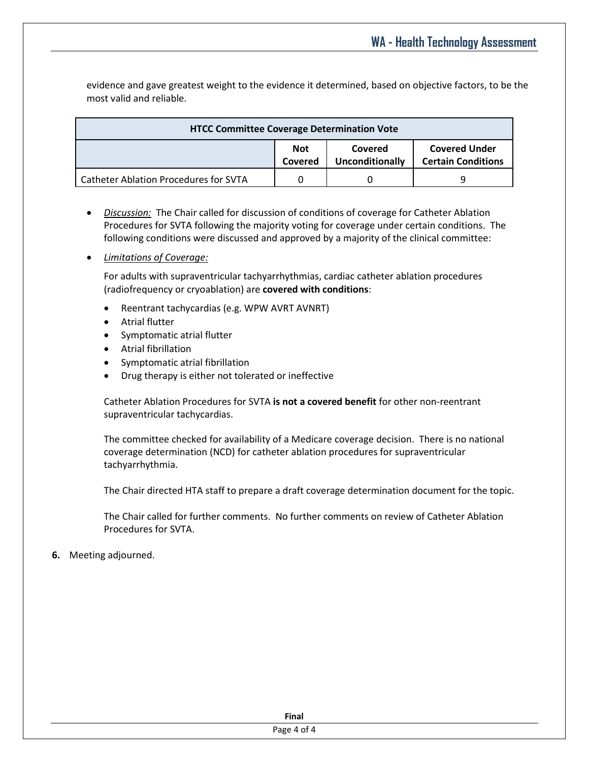evidence and gave greatest weight to the evidence it determined, based on objective factors, to be the most valid and reliable.

| HTCC Committee Coverage Determination Vote | | | |
|---|---|---|---|
| | Not Covered | Covered Unconditionally | Covered Under Certain Conditions |
| Catheter Ablation Procedures for SVTA | 0 | 0 | 9 |

- *Discussion:* The Chair called for discussion of conditions of coverage for Catheter Ablation Procedures for SVTA following the majority voting for coverage under certain conditions. The following conditions were discussed and approved by a majority of the clinical committee:
- *Limitations of Coverage:*

  For adults with supraventricular tachyarrhythmias, cardiac catheter ablation procedures (radiofrequency or cryoablation) are **covered with conditions**:

  - Reentrant tachycardias (e.g. WPW AVRT AVNRT)
  - Atrial flutter
  - Symptomatic atrial flutter
  - Atrial fibrillation
  - Symptomatic atrial fibrillation
  - Drug therapy is either not tolerated or ineffective

  Catheter Ablation Procedures for SVTA **is not a covered benefit** for other non-reentrant supraventricular tachycardias.

  The committee checked for availability of a Medicare coverage decision. There is no national coverage determination (NCD) for catheter ablation procedures for supraventricular tachyarrhythmia.

  The Chair directed HTA staff to prepare a draft coverage determination document for the topic.

  The Chair called for further comments. No further comments on review of Catheter Ablation Procedures for SVTA.

**6.** Meeting adjourned.

**Final**